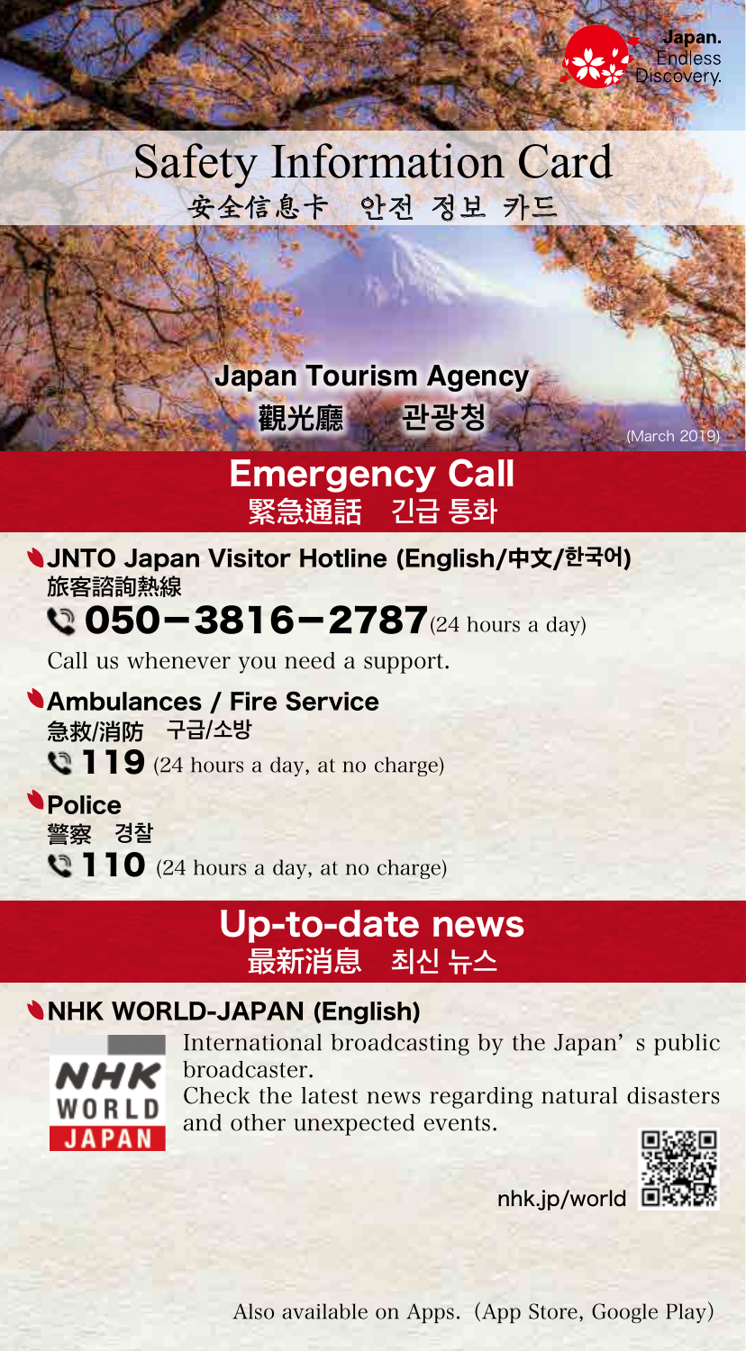Japan. Endless Discovery.

# Safety Information Card

安全信息卡　안전 정보 카드

**Japan Tourism Agency**

**観光庁　관광청**

(March 2019)

## Emergency Call

**緊急通話　긴급 통화**

### JNTO Japan Visitor Hotline (English/中文/한국어)

**旅客諮詢熱線**

**050−3816−2787** (24 hours a day)

Call us whenever you need a support.

### Ambulances / Fire Service

**急救/消防　구급/소방**

**119** (24 hours a day, at no charge)

### Police

**警察　경찰**

**110** (24 hours a day, at no charge)

## Up-to-date news

**最新消息　최신 뉴스**

### NHK WORLD-JAPAN (English)

International broadcasting by the Japan' s public broadcaster.

Check the latest news regarding natural disasters and other unexpected events.

nhk.jp/world

Also available on Apps.（App Store, Google Play）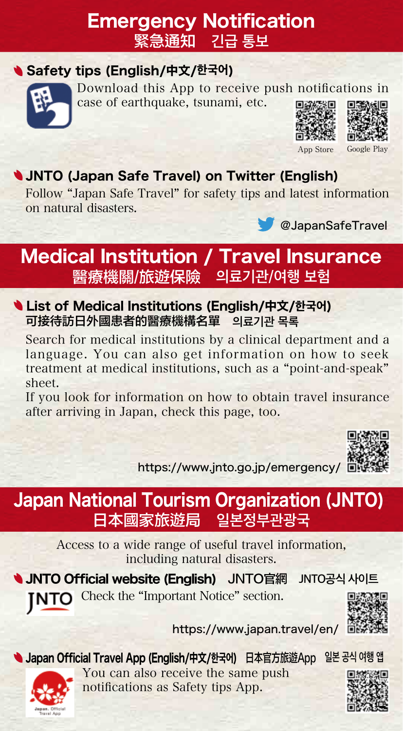# Emergency Notification
# 緊急通知　긴급 통보

### Safety tips (English/中文/한국어)

Download this App to receive push notifications in case of earthquake, tsunami, etc.

App Store　Google Play

### JNTO (Japan Safe Travel) on Twitter (English)

Follow "Japan Safe Travel" for safety tips and latest information on natural disasters.

@JapanSafeTravel

# Medical Institution / Travel Insurance
# 醫療機關/旅遊保險　의료기관/여행 보험

### List of Medical Institutions (English/中文/한국어)
### 可接待訪日外國患者的醫療機構名單　의료기관 목록

Search for medical institutions by a clinical department and a language. You can also get information on how to seek treatment at medical institutions, such as a "point-and-speak" sheet.

If you look for information on how to obtain travel insurance after arriving in Japan, check this page, too.

https://www.jnto.go.jp/emergency/

# Japan National Tourism Organization (JNTO)
# 日本國家旅遊局　일본정부관광국

Access to a wide range of useful travel information, including natural disasters.

### JNTO Official website (English)　JNTO官網　JNTO공식 사이트

Check the "Important Notice" section.

https://www.japan.travel/en/

### Japan Official Travel App (English/中文/한국어)　日本官方旅遊App　일본 공식 여행 앱

You can also receive the same push notifications as Safety tips App.